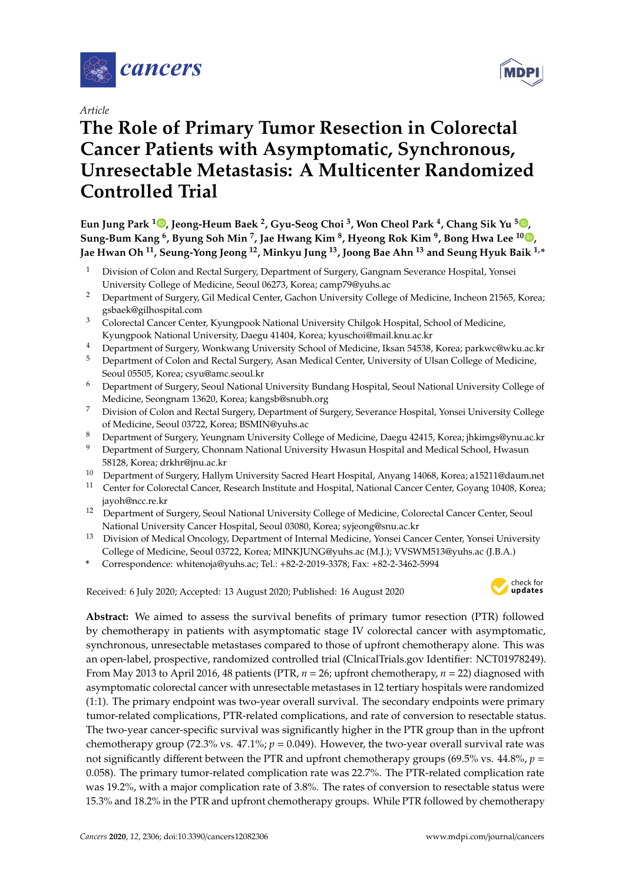*Article*

# The Role of Primary Tumor Resection in Colorectal Cancer Patients with Asymptomatic, Synchronous, Unresectable Metastasis: A Multicenter Randomized Controlled Trial

**Eun Jung Park [1], Jeong-Heum Baek [2], Gyu-Seog Choi [3], Won Cheol Park [4], Chang Sik Yu [5], Sung-Bum Kang [6], Byung Soh Min [7], Jae Hwang Kim [8], Hyeong Rok Kim [9], Bong Hwa Lee [10], Jae Hwan Oh [11], Seung-Yong Jeong [12], Minkyu Jung [13], Joong Bae Ahn [13] and Seung Hyuk Baik [1,*]**

1. Division of Colon and Rectal Surgery, Department of Surgery, Gangnam Severance Hospital, Yonsei University College of Medicine, Seoul 06273, Korea; camp79@yuhs.ac
2. Department of Surgery, Gil Medical Center, Gachon University College of Medicine, Incheon 21565, Korea; gsbaek@gilhospital.com
3. Colorectal Cancer Center, Kyungpook National University Chilgok Hospital, School of Medicine, Kyungpook National University, Daegu 41404, Korea; kyuschoi@mail.knu.ac.kr
4. Department of Surgery, Wonkwang University School of Medicine, Iksan 54538, Korea; parkwc@wku.ac.kr
5. Department of Colon and Rectal Surgery, Asan Medical Center, University of Ulsan College of Medicine, Seoul 05505, Korea; csyu@amc.seoul.kr
6. Department of Surgery, Seoul National University Bundang Hospital, Seoul National University College of Medicine, Seongnam 13620, Korea; kangsb@snubh.org
7. Division of Colon and Rectal Surgery, Department of Surgery, Severance Hospital, Yonsei University College of Medicine, Seoul 03722, Korea; BSMIN@yuhs.ac
8. Department of Surgery, Yeungnam University College of Medicine, Daegu 42415, Korea; jhkimgs@ynu.ac.kr
9. Department of Surgery, Chonnam National University Hwasun Hospital and Medical School, Hwasun 58128, Korea; drkhr@jnu.ac.kr
10. Department of Surgery, Hallym University Sacred Heart Hospital, Anyang 14068, Korea; a15211@daum.net
11. Center for Colorectal Cancer, Research Institute and Hospital, National Cancer Center, Goyang 10408, Korea; jayoh@ncc.re.kr
12. Department of Surgery, Seoul National University College of Medicine, Colorectal Cancer Center, Seoul National University Cancer Hospital, Seoul 03080, Korea; syjeong@snu.ac.kr
13. Division of Medical Oncology, Department of Internal Medicine, Yonsei Cancer Center, Yonsei University College of Medicine, Seoul 03722, Korea; MINKJUNG@yuhs.ac (M.J.); VVSWM513@yuhs.ac (J.B.A.)

\* Correspondence: whitenoja@yuhs.ac; Tel.: +82-2-2019-3378; Fax: +82-2-3462-5994

Received: 6 July 2020; Accepted: 13 August 2020; Published: 16 August 2020

**Abstract:** We aimed to assess the survival benefits of primary tumor resection (PTR) followed by chemotherapy in patients with asymptomatic stage IV colorectal cancer with asymptomatic, synchronous, unresectable metastases compared to those of upfront chemotherapy alone. This was an open-label, prospective, randomized controlled trial (ClnicalTrials.gov Identifier: NCT01978249). From May 2013 to April 2016, 48 patients (PTR, $n = 26$; upfront chemotherapy, $n = 22$) diagnosed with asymptomatic colorectal cancer with unresectable metastases in 12 tertiary hospitals were randomized (1:1). The primary endpoint was two-year overall survival. The secondary endpoints were primary tumor-related complications, PTR-related complications, and rate of conversion to resectable status. The two-year cancer-specific survival was significantly higher in the PTR group than in the upfront chemotherapy group (72.3% vs. 47.1%; $p = 0.049$). However, the two-year overall survival rate was not significantly different between the PTR and upfront chemotherapy groups (69.5% vs. 44.8%, $p = 0.058$). The primary tumor-related complication rate was 22.7%. The PTR-related complication rate was 19.2%, with a major complication rate of 3.8%. The rates of conversion to resectable status were 15.3% and 18.2% in the PTR and upfront chemotherapy groups. While PTR followed by chemotherapy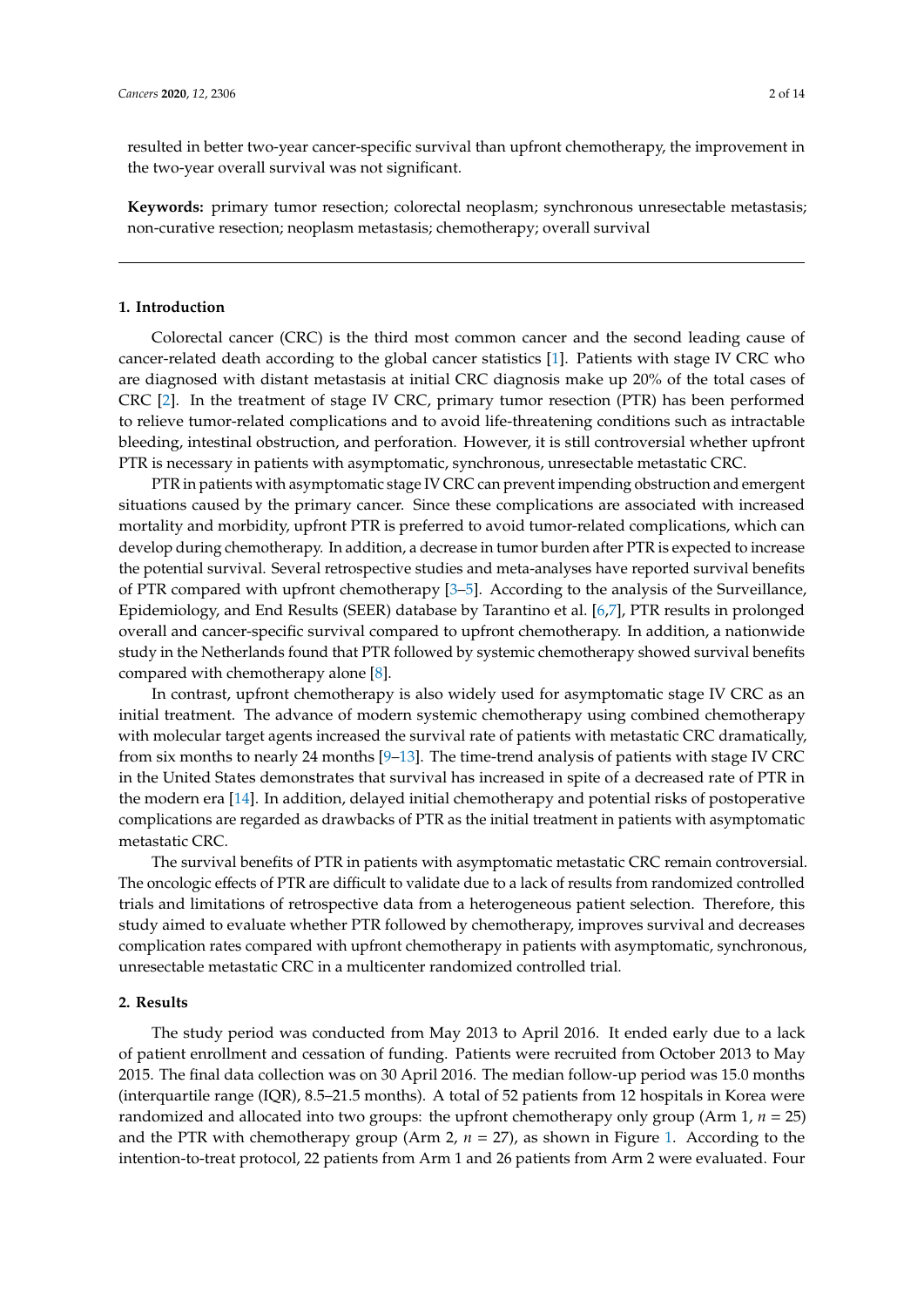resulted in better two-year cancer-specific survival than upfront chemotherapy, the improvement in the two-year overall survival was not significant.

**Keywords:** primary tumor resection; colorectal neoplasm; synchronous unresectable metastasis; non-curative resection; neoplasm metastasis; chemotherapy; overall survival

## 1. Introduction

Colorectal cancer (CRC) is the third most common cancer and the second leading cause of cancer-related death according to the global cancer statistics [1]. Patients with stage IV CRC who are diagnosed with distant metastasis at initial CRC diagnosis make up 20% of the total cases of CRC [2]. In the treatment of stage IV CRC, primary tumor resection (PTR) has been performed to relieve tumor-related complications and to avoid life-threatening conditions such as intractable bleeding, intestinal obstruction, and perforation. However, it is still controversial whether upfront PTR is necessary in patients with asymptomatic, synchronous, unresectable metastatic CRC.

PTR in patients with asymptomatic stage IV CRC can prevent impending obstruction and emergent situations caused by the primary cancer. Since these complications are associated with increased mortality and morbidity, upfront PTR is preferred to avoid tumor-related complications, which can develop during chemotherapy. In addition, a decrease in tumor burden after PTR is expected to increase the potential survival. Several retrospective studies and meta-analyses have reported survival benefits of PTR compared with upfront chemotherapy [3–5]. According to the analysis of the Surveillance, Epidemiology, and End Results (SEER) database by Tarantino et al. [6,7], PTR results in prolonged overall and cancer-specific survival compared to upfront chemotherapy. In addition, a nationwide study in the Netherlands found that PTR followed by systemic chemotherapy showed survival benefits compared with chemotherapy alone [8].

In contrast, upfront chemotherapy is also widely used for asymptomatic stage IV CRC as an initial treatment. The advance of modern systemic chemotherapy using combined chemotherapy with molecular target agents increased the survival rate of patients with metastatic CRC dramatically, from six months to nearly 24 months [9–13]. The time-trend analysis of patients with stage IV CRC in the United States demonstrates that survival has increased in spite of a decreased rate of PTR in the modern era [14]. In addition, delayed initial chemotherapy and potential risks of postoperative complications are regarded as drawbacks of PTR as the initial treatment in patients with asymptomatic metastatic CRC.

The survival benefits of PTR in patients with asymptomatic metastatic CRC remain controversial. The oncologic effects of PTR are difficult to validate due to a lack of results from randomized controlled trials and limitations of retrospective data from a heterogeneous patient selection. Therefore, this study aimed to evaluate whether PTR followed by chemotherapy, improves survival and decreases complication rates compared with upfront chemotherapy in patients with asymptomatic, synchronous, unresectable metastatic CRC in a multicenter randomized controlled trial.

## 2. Results

The study period was conducted from May 2013 to April 2016. It ended early due to a lack of patient enrollment and cessation of funding. Patients were recruited from October 2013 to May 2015. The final data collection was on 30 April 2016. The median follow-up period was 15.0 months (interquartile range (IQR), 8.5–21.5 months). A total of 52 patients from 12 hospitals in Korea were randomized and allocated into two groups: the upfront chemotherapy only group (Arm 1, $n = 25$) and the PTR with chemotherapy group (Arm 2, $n = 27$), as shown in Figure 1. According to the intention-to-treat protocol, 22 patients from Arm 1 and 26 patients from Arm 2 were evaluated. Four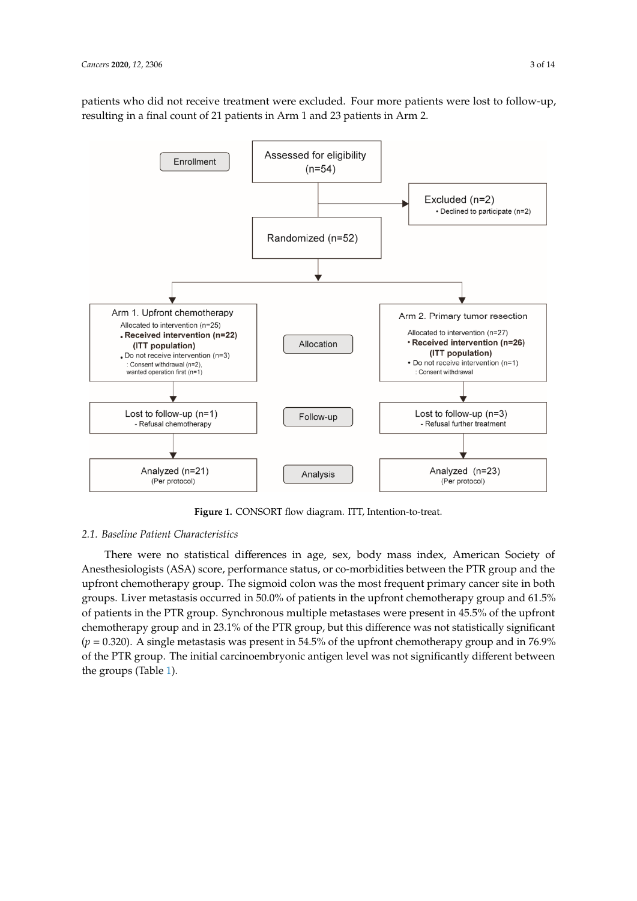patients who did not receive treatment were excluded. Four more patients were lost to follow-up, resulting in a final count of 21 patients in Arm 1 and 23 patients in Arm 2.

Enrollment

Assessed for eligibility (n=54)

Excluded (n=2)
- Declined to participate (n=2)

Randomized (n=52)

Allocation

Arm 1. Upfront chemotherapy
Allocated to intervention (n=25)
- **Received intervention (n=22) (ITT population)**
- Do not receive intervention (n=3)
 : Consent withdrawal (n=2), wanted operation first (n=1)

Arm 2. Primary tumor resection
Allocated to intervention (n=27)
- **Received intervention (n=26) (ITT population)**
- Do not receive intervention (n=1)
 : Consent withdrawal

Follow-up

Lost to follow-up (n=1)
- Refusal chemotherapy

Lost to follow-up (n=3)
- Refusal further treatment

Analysis

Analyzed (n=21)
(Per protocol)

Analyzed (n=23)
(Per protocol)

**Figure 1.** CONSORT flow diagram. ITT, Intention-to-treat.

### 2.1. Baseline Patient Characteristics

There were no statistical differences in age, sex, body mass index, American Society of Anesthesiologists (ASA) score, performance status, or co-morbidities between the PTR group and the upfront chemotherapy group. The sigmoid colon was the most frequent primary cancer site in both groups. Liver metastasis occurred in 50.0% of patients in the upfront chemotherapy group and 61.5% of patients in the PTR group. Synchronous multiple metastases were present in 45.5% of the upfront chemotherapy group and in 23.1% of the PTR group, but this difference was not statistically significant ($p = 0.320$). A single metastasis was present in 54.5% of the upfront chemotherapy group and in 76.9% of the PTR group. The initial carcinoembryonic antigen level was not significantly different between the groups (Table 1).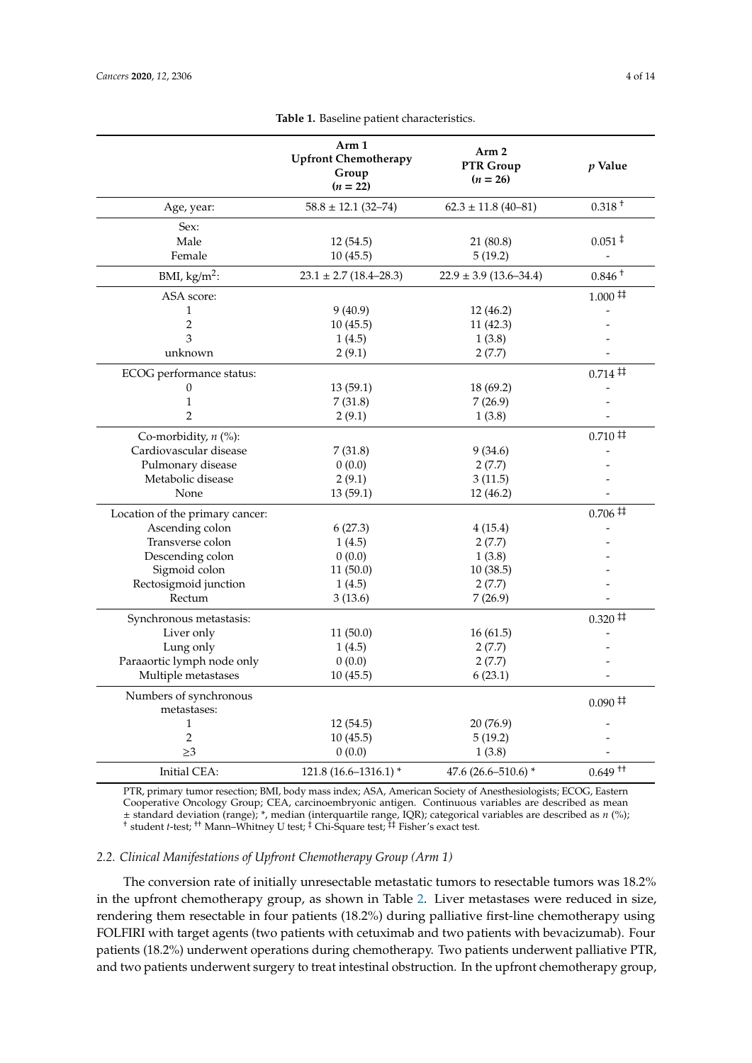**Table 1.** Baseline patient characteristics.

| | Arm 1 Upfront Chemotherapy Group ($n$ = 22) | Arm 2 PTR Group ($n$ = 26) | $p$ Value |
|---|---|---|---|
| Age, year: | 58.8 ± 12.1 (32–74) | 62.3 ± 11.8 (40–81) | 0.318 † |
| Sex: | | | |
| Male | 12 (54.5) | 21 (80.8) | 0.051 ‡ |
| Female | 10 (45.5) | 5 (19.2) | - |
| BMI, kg/m$^2$: | 23.1 ± 2.7 (18.4–28.3) | 22.9 ± 3.9 (13.6–34.4) | 0.846 † |
| ASA score: | | | 1.000 ‡‡ |
| 1 | 9 (40.9) | 12 (46.2) | - |
| 2 | 10 (45.5) | 11 (42.3) | - |
| 3 | 1 (4.5) | 1 (3.8) | - |
| unknown | 2 (9.1) | 2 (7.7) | - |
| ECOG performance status: | | | 0.714 ‡‡ |
| 0 | 13 (59.1) | 18 (69.2) | - |
| 1 | 7 (31.8) | 7 (26.9) | - |
| 2 | 2 (9.1) | 1 (3.8) | - |
| Co-morbidity, $n$ (%): | | | 0.710 ‡‡ |
| Cardiovascular disease | 7 (31.8) | 9 (34.6) | - |
| Pulmonary disease | 0 (0.0) | 2 (7.7) | - |
| Metabolic disease | 2 (9.1) | 3 (11.5) | - |
| None | 13 (59.1) | 12 (46.2) | - |
| Location of the primary cancer: | | | 0.706 ‡‡ |
| Ascending colon | 6 (27.3) | 4 (15.4) | - |
| Transverse colon | 1 (4.5) | 2 (7.7) | - |
| Descending colon | 0 (0.0) | 1 (3.8) | - |
| Sigmoid colon | 11 (50.0) | 10 (38.5) | - |
| Rectosigmoid junction | 1 (4.5) | 2 (7.7) | - |
| Rectum | 3 (13.6) | 7 (26.9) | - |
| Synchronous metastasis: | | | 0.320 ‡‡ |
| Liver only | 11 (50.0) | 16 (61.5) | - |
| Lung only | 1 (4.5) | 2 (7.7) | - |
| Paraaortic lymph node only | 0 (0.0) | 2 (7.7) | - |
| Multiple metastases | 10 (45.5) | 6 (23.1) | - |
| Numbers of synchronous metastases: | | | 0.090 ‡‡ |
| 1 | 12 (54.5) | 20 (76.9) | - |
| 2 | 10 (45.5) | 5 (19.2) | - |
| ≥3 | 0 (0.0) | 1 (3.8) | - |
| Initial CEA: | 121.8 (16.6–1316.1) * | 47.6 (26.6–510.6) * | 0.649 †† |

PTR, primary tumor resection; BMI, body mass index; ASA, American Society of Anesthesiologists; ECOG, Eastern Cooperative Oncology Group; CEA, carcinoembryonic antigen. Continuous variables are described as mean ± standard deviation (range); *, median (interquartile range, IQR); categorical variables are described as $n$ (%); † student $t$-test; †† Mann–Whitney U test; ‡ Chi-Square test; ‡‡ Fisher's exact test.

### *2.2. Clinical Manifestations of Upfront Chemotherapy Group (Arm 1)*

The conversion rate of initially unresectable metastatic tumors to resectable tumors was 18.2% in the upfront chemotherapy group, as shown in Table 2. Liver metastases were reduced in size, rendering them resectable in four patients (18.2%) during palliative first-line chemotherapy using FOLFIRI with target agents (two patients with cetuximab and two patients with bevacizumab). Four patients (18.2%) underwent operations during chemotherapy. Two patients underwent palliative PTR, and two patients underwent surgery to treat intestinal obstruction. In the upfront chemotherapy group,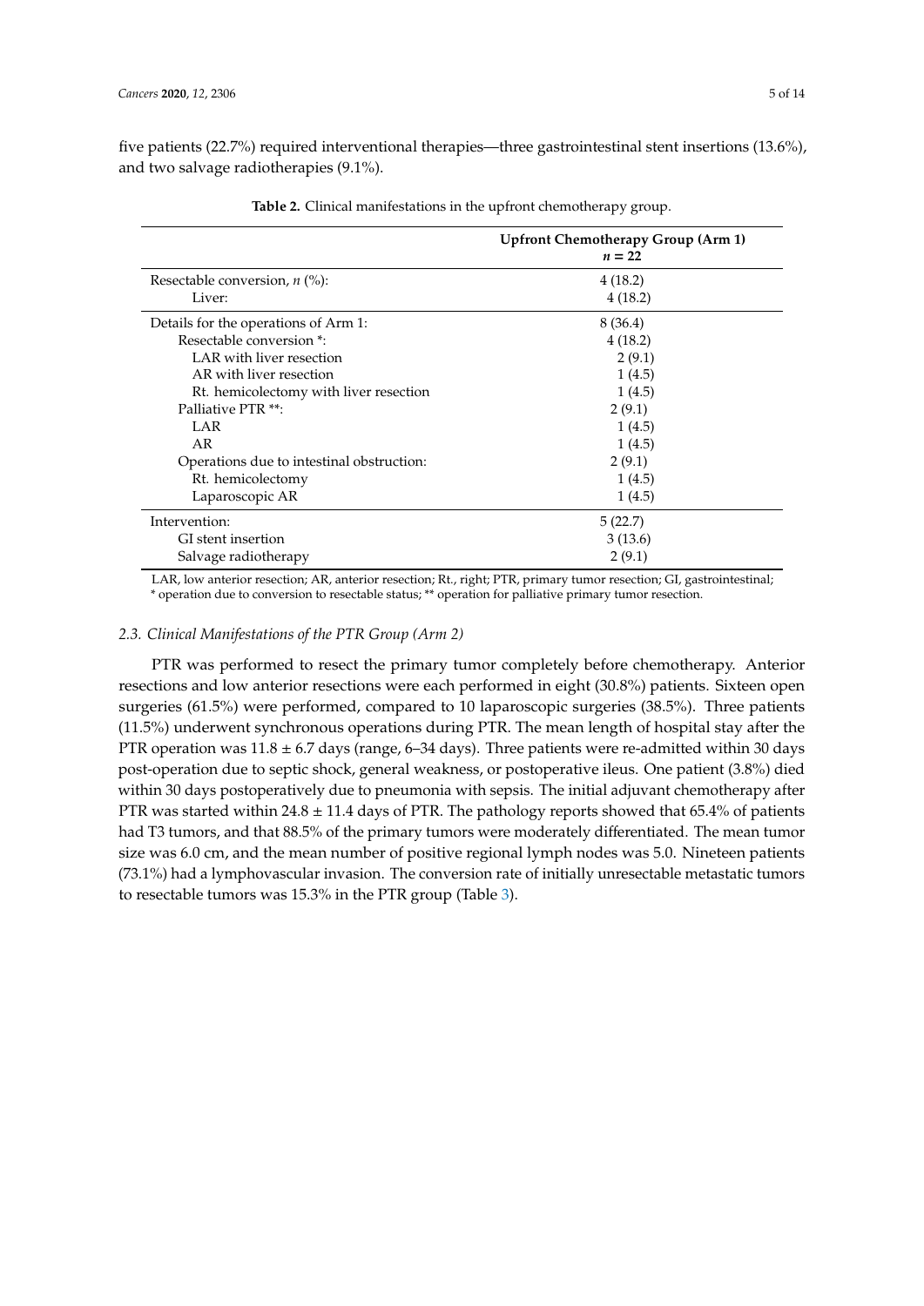five patients (22.7%) required interventional therapies—three gastrointestinal stent insertions (13.6%), and two salvage radiotherapies (9.1%).

**Table 2.** Clinical manifestations in the upfront chemotherapy group.

| | Upfront Chemotherapy Group (Arm 1) $n = 22$ |
|---|---|
| Resectable conversion, *n* (%): | 4 (18.2) |
| Liver: | 4 (18.2) |
| Details for the operations of Arm 1: | 8 (36.4) |
| Resectable conversion *: | 4 (18.2) |
| LAR with liver resection | 2 (9.1) |
| AR with liver resection | 1 (4.5) |
| Rt. hemicolectomy with liver resection | 1 (4.5) |
| Palliative PTR **: | 2 (9.1) |
| LAR | 1 (4.5) |
| AR | 1 (4.5) |
| Operations due to intestinal obstruction: | 2 (9.1) |
| Rt. hemicolectomy | 1 (4.5) |
| Laparoscopic AR | 1 (4.5) |
| Intervention: | 5 (22.7) |
| GI stent insertion | 3 (13.6) |
| Salvage radiotherapy | 2 (9.1) |

LAR, low anterior resection; AR, anterior resection; Rt., right; PTR, primary tumor resection; GI, gastrointestinal; * operation due to conversion to resectable status; ** operation for palliative primary tumor resection.

### *2.3. Clinical Manifestations of the PTR Group (Arm 2)*

PTR was performed to resect the primary tumor completely before chemotherapy. Anterior resections and low anterior resections were each performed in eight (30.8%) patients. Sixteen open surgeries (61.5%) were performed, compared to 10 laparoscopic surgeries (38.5%). Three patients (11.5%) underwent synchronous operations during PTR. The mean length of hospital stay after the PTR operation was $11.8 \pm 6.7$ days (range, 6–34 days). Three patients were re-admitted within 30 days post-operation due to septic shock, general weakness, or postoperative ileus. One patient (3.8%) died within 30 days postoperatively due to pneumonia with sepsis. The initial adjuvant chemotherapy after PTR was started within $24.8 \pm 11.4$ days of PTR. The pathology reports showed that 65.4% of patients had T3 tumors, and that 88.5% of the primary tumors were moderately differentiated. The mean tumor size was 6.0 cm, and the mean number of positive regional lymph nodes was 5.0. Nineteen patients (73.1%) had a lymphovascular invasion. The conversion rate of initially unresectable metastatic tumors to resectable tumors was 15.3% in the PTR group (Table 3).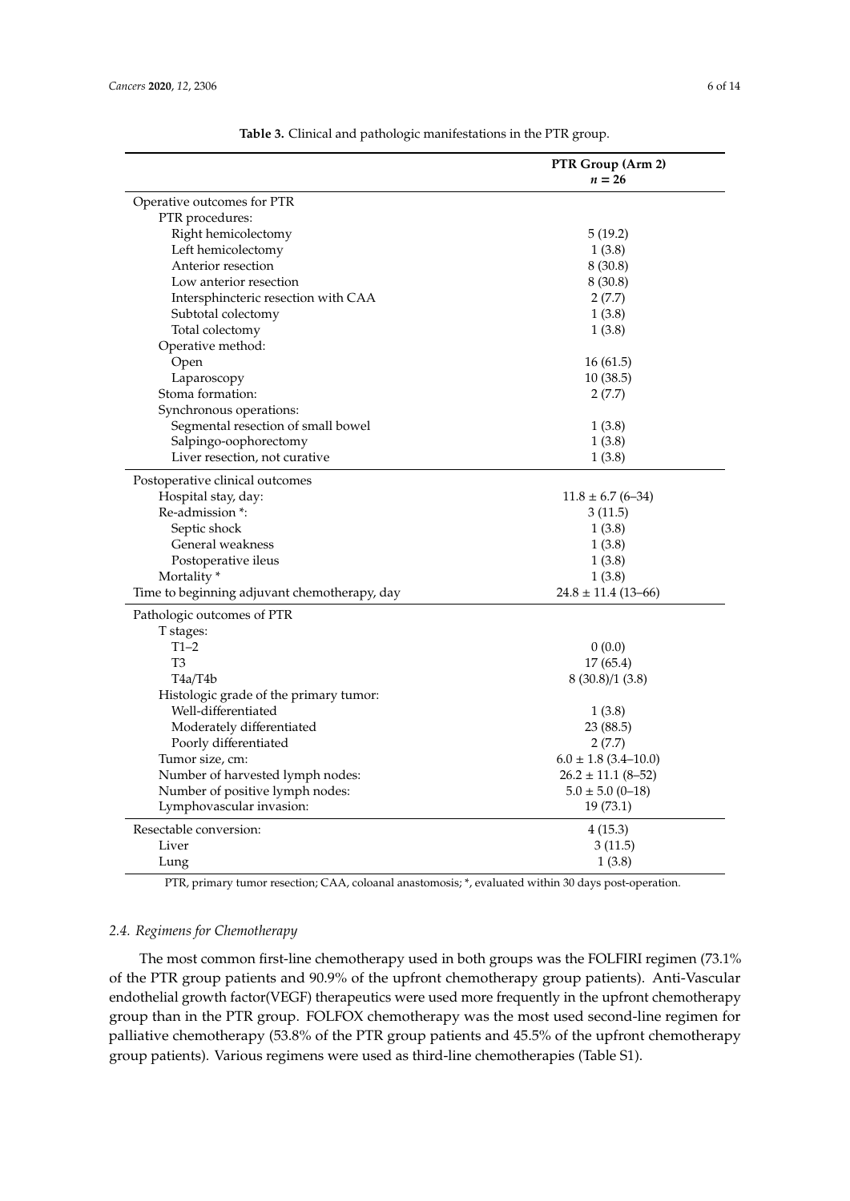**Table 3.** Clinical and pathologic manifestations in the PTR group.

| | PTR Group (Arm 2) $n = 26$ |
|---|---|
| Operative outcomes for PTR | |
| PTR procedures: | |
| Right hemicolectomy | 5 (19.2) |
| Left hemicolectomy | 1 (3.8) |
| Anterior resection | 8 (30.8) |
| Low anterior resection | 8 (30.8) |
| Intersphincteric resection with CAA | 2 (7.7) |
| Subtotal colectomy | 1 (3.8) |
| Total colectomy | 1 (3.8) |
| Operative method: | |
| Open | 16 (61.5) |
| Laparoscopy | 10 (38.5) |
| Stoma formation: | 2 (7.7) |
| Synchronous operations: | |
| Segmental resection of small bowel | 1 (3.8) |
| Salpingo-oophorectomy | 1 (3.8) |
| Liver resection, not curative | 1 (3.8) |
| Postoperative clinical outcomes | |
| Hospital stay, day: | 11.8 ± 6.7 (6–34) |
| Re-admission *: | 3 (11.5) |
| Septic shock | 1 (3.8) |
| General weakness | 1 (3.8) |
| Postoperative ileus | 1 (3.8) |
| Mortality * | 1 (3.8) |
| Time to beginning adjuvant chemotherapy, day | 24.8 ± 11.4 (13–66) |
| Pathologic outcomes of PTR | |
| T stages: | |
| T1–2 | 0 (0.0) |
| T3 | 17 (65.4) |
| T4a/T4b | 8 (30.8)/1 (3.8) |
| Histologic grade of the primary tumor: | |
| Well-differentiated | 1 (3.8) |
| Moderately differentiated | 23 (88.5) |
| Poorly differentiated | 2 (7.7) |
| Tumor size, cm: | 6.0 ± 1.8 (3.4–10.0) |
| Number of harvested lymph nodes: | 26.2 ± 11.1 (8–52) |
| Number of positive lymph nodes: | 5.0 ± 5.0 (0–18) |
| Lymphovascular invasion: | 19 (73.1) |
| Resectable conversion: | 4 (15.3) |
| Liver | 3 (11.5) |
| Lung | 1 (3.8) |

PTR, primary tumor resection; CAA, coloanal anastomosis; *, evaluated within 30 days post-operation.

### 2.4. Regimens for Chemotherapy

The most common first-line chemotherapy used in both groups was the FOLFIRI regimen (73.1% of the PTR group patients and 90.9% of the upfront chemotherapy group patients). Anti-Vascular endothelial growth factor(VEGF) therapeutics were used more frequently in the upfront chemotherapy group than in the PTR group. FOLFOX chemotherapy was the most used second-line regimen for palliative chemotherapy (53.8% of the PTR group patients and 45.5% of the upfront chemotherapy group patients). Various regimens were used as third-line chemotherapies (Table S1).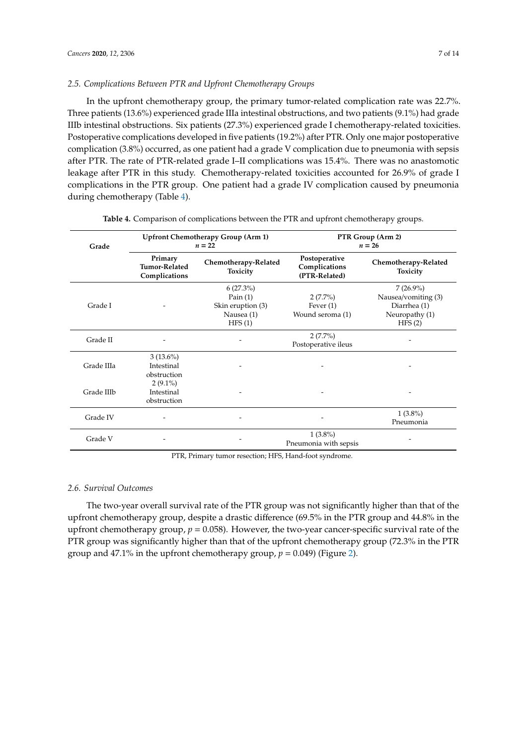### 2.5. Complications Between PTR and Upfront Chemotherapy Groups

In the upfront chemotherapy group, the primary tumor-related complication rate was 22.7%. Three patients (13.6%) experienced grade IIIa intestinal obstructions, and two patients (9.1%) had grade IIIb intestinal obstructions. Six patients (27.3%) experienced grade I chemotherapy-related toxicities. Postoperative complications developed in five patients (19.2%) after PTR. Only one major postoperative complication (3.8%) occurred, as one patient had a grade V complication due to pneumonia with sepsis after PTR. The rate of PTR-related grade I–II complications was 15.4%. There was no anastomotic leakage after PTR in this study. Chemotherapy-related toxicities accounted for 26.9% of grade I complications in the PTR group. One patient had a grade IV complication caused by pneumonia during chemotherapy (Table 4).

**Table 4.** Comparison of complications between the PTR and upfront chemotherapy groups.

| Grade | Upfront Chemotherapy Group (Arm 1) $n = 22$ | | PTR Group (Arm 2) $n = 26$ | |
|---|---|---|---|---|
| | **Primary Tumor-Related Complications** | **Chemotherapy-Related Toxicity** | **Postoperative Complications (PTR-Related)** | **Chemotherapy-Related Toxicity** |
| Grade I | - | 6 (27.3%) Pain (1) Skin eruption (3) Nausea (1) HFS (1) | 2 (7.7%) Fever (1) Wound seroma (1) | 7 (26.9%) Nausea/vomiting (3) Diarrhea (1) Neuropathy (1) HFS (2) |
| Grade II | - | - | 2 (7.7%) Postoperative ileus | - |
| Grade IIIa | 3 (13.6%) Intestinal obstruction | - | - | - |
| Grade IIIb | 2 (9.1%) Intestinal obstruction | - | - | - |
| Grade IV | - | - | - | 1 (3.8%) Pneumonia |
| Grade V | - | - | 1 (3.8%) Pneumonia with sepsis | - |

PTR, Primary tumor resection; HFS, Hand-foot syndrome.

### 2.6. Survival Outcomes

The two-year overall survival rate of the PTR group was not significantly higher than that of the upfront chemotherapy group, despite a drastic difference (69.5% in the PTR group and 44.8% in the upfront chemotherapy group, $p = 0.058$). However, the two-year cancer-specific survival rate of the PTR group was significantly higher than that of the upfront chemotherapy group (72.3% in the PTR group and 47.1% in the upfront chemotherapy group, $p = 0.049$) (Figure 2).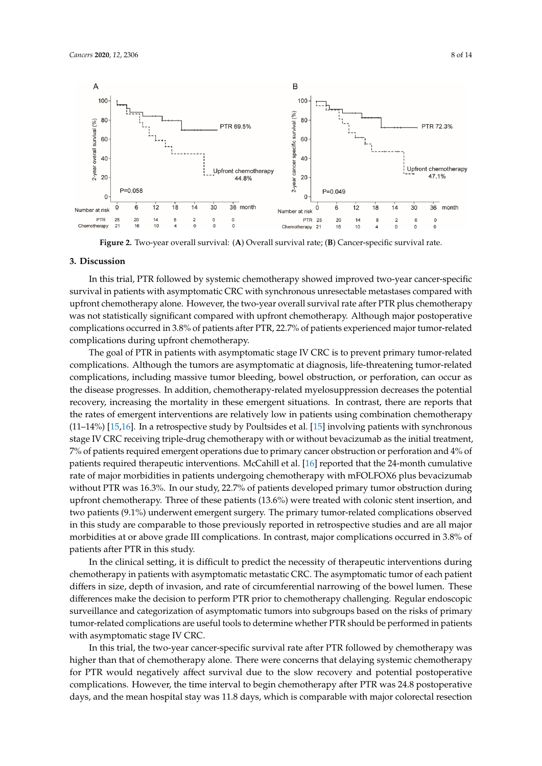Figure 2. Two-year overall survival: (A) Overall survival rate; (B) Cancer-specific survival rate.

## 3. Discussion

In this trial, PTR followed by systemic chemotherapy showed improved two-year cancer-specific survival in patients with asymptomatic CRC with synchronous unresectable metastases compared with upfront chemotherapy alone. However, the two-year overall survival rate after PTR plus chemotherapy was not statistically significant compared with upfront chemotherapy. Although major postoperative complications occurred in 3.8% of patients after PTR, 22.7% of patients experienced major tumor-related complications during upfront chemotherapy.

The goal of PTR in patients with asymptomatic stage IV CRC is to prevent primary tumor-related complications. Although the tumors are asymptomatic at diagnosis, life-threatening tumor-related complications, including massive tumor bleeding, bowel obstruction, or perforation, can occur as the disease progresses. In addition, chemotherapy-related myelosuppression decreases the potential recovery, increasing the mortality in these emergent situations. In contrast, there are reports that the rates of emergent interventions are relatively low in patients using combination chemotherapy (11–14%) [15,16]. In a retrospective study by Poultsides et al. [15] involving patients with synchronous stage IV CRC receiving triple-drug chemotherapy with or without bevacizumab as the initial treatment, 7% of patients required emergent operations due to primary cancer obstruction or perforation and 4% of patients required therapeutic interventions. McCahill et al. [16] reported that the 24-month cumulative rate of major morbidities in patients undergoing chemotherapy with mFOLFOX6 plus bevacizumab without PTR was 16.3%. In our study, 22.7% of patients developed primary tumor obstruction during upfront chemotherapy. Three of these patients (13.6%) were treated with colonic stent insertion, and two patients (9.1%) underwent emergent surgery. The primary tumor-related complications observed in this study are comparable to those previously reported in retrospective studies and are all major morbidities at or above grade III complications. In contrast, major complications occurred in 3.8% of patients after PTR in this study.

In the clinical setting, it is difficult to predict the necessity of therapeutic interventions during chemotherapy in patients with asymptomatic metastatic CRC. The asymptomatic tumor of each patient differs in size, depth of invasion, and rate of circumferential narrowing of the bowel lumen. These differences make the decision to perform PTR prior to chemotherapy challenging. Regular endoscopic surveillance and categorization of asymptomatic tumors into subgroups based on the risks of primary tumor-related complications are useful tools to determine whether PTR should be performed in patients with asymptomatic stage IV CRC.

In this trial, the two-year cancer-specific survival rate after PTR followed by chemotherapy was higher than that of chemotherapy alone. There were concerns that delaying systemic chemotherapy for PTR would negatively affect survival due to the slow recovery and potential postoperative complications. However, the time interval to begin chemotherapy after PTR was 24.8 postoperative days, and the mean hospital stay was 11.8 days, which is comparable with major colorectal resection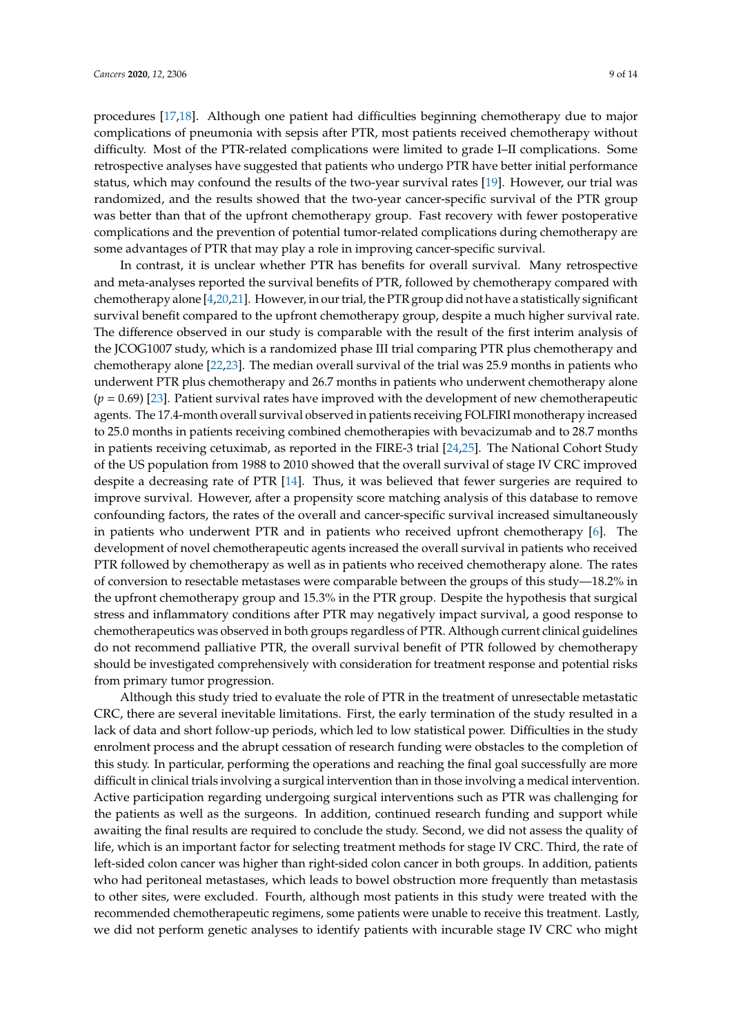procedures [17,18]. Although one patient had difficulties beginning chemotherapy due to major complications of pneumonia with sepsis after PTR, most patients received chemotherapy without difficulty. Most of the PTR-related complications were limited to grade I–II complications. Some retrospective analyses have suggested that patients who undergo PTR have better initial performance status, which may confound the results of the two-year survival rates [19]. However, our trial was randomized, and the results showed that the two-year cancer-specific survival of the PTR group was better than that of the upfront chemotherapy group. Fast recovery with fewer postoperative complications and the prevention of potential tumor-related complications during chemotherapy are some advantages of PTR that may play a role in improving cancer-specific survival.

In contrast, it is unclear whether PTR has benefits for overall survival. Many retrospective and meta-analyses reported the survival benefits of PTR, followed by chemotherapy compared with chemotherapy alone [4,20,21]. However, in our trial, the PTR group did not have a statistically significant survival benefit compared to the upfront chemotherapy group, despite a much higher survival rate. The difference observed in our study is comparable with the result of the first interim analysis of the JCOG1007 study, which is a randomized phase III trial comparing PTR plus chemotherapy and chemotherapy alone [22,23]. The median overall survival of the trial was 25.9 months in patients who underwent PTR plus chemotherapy and 26.7 months in patients who underwent chemotherapy alone ($p = 0.69$) [23]. Patient survival rates have improved with the development of new chemotherapeutic agents. The 17.4-month overall survival observed in patients receiving FOLFIRI monotherapy increased to 25.0 months in patients receiving combined chemotherapies with bevacizumab and to 28.7 months in patients receiving cetuximab, as reported in the FIRE-3 trial [24,25]. The National Cohort Study of the US population from 1988 to 2010 showed that the overall survival of stage IV CRC improved despite a decreasing rate of PTR [14]. Thus, it was believed that fewer surgeries are required to improve survival. However, after a propensity score matching analysis of this database to remove confounding factors, the rates of the overall and cancer-specific survival increased simultaneously in patients who underwent PTR and in patients who received upfront chemotherapy [6]. The development of novel chemotherapeutic agents increased the overall survival in patients who received PTR followed by chemotherapy as well as in patients who received chemotherapy alone. The rates of conversion to resectable metastases were comparable between the groups of this study—18.2% in the upfront chemotherapy group and 15.3% in the PTR group. Despite the hypothesis that surgical stress and inflammatory conditions after PTR may negatively impact survival, a good response to chemotherapeutics was observed in both groups regardless of PTR. Although current clinical guidelines do not recommend palliative PTR, the overall survival benefit of PTR followed by chemotherapy should be investigated comprehensively with consideration for treatment response and potential risks from primary tumor progression.

Although this study tried to evaluate the role of PTR in the treatment of unresectable metastatic CRC, there are several inevitable limitations. First, the early termination of the study resulted in a lack of data and short follow-up periods, which led to low statistical power. Difficulties in the study enrolment process and the abrupt cessation of research funding were obstacles to the completion of this study. In particular, performing the operations and reaching the final goal successfully are more difficult in clinical trials involving a surgical intervention than in those involving a medical intervention. Active participation regarding undergoing surgical interventions such as PTR was challenging for the patients as well as the surgeons. In addition, continued research funding and support while awaiting the final results are required to conclude the study. Second, we did not assess the quality of life, which is an important factor for selecting treatment methods for stage IV CRC. Third, the rate of left-sided colon cancer was higher than right-sided colon cancer in both groups. In addition, patients who had peritoneal metastases, which leads to bowel obstruction more frequently than metastasis to other sites, were excluded. Fourth, although most patients in this study were treated with the recommended chemotherapeutic regimens, some patients were unable to receive this treatment. Lastly, we did not perform genetic analyses to identify patients with incurable stage IV CRC who might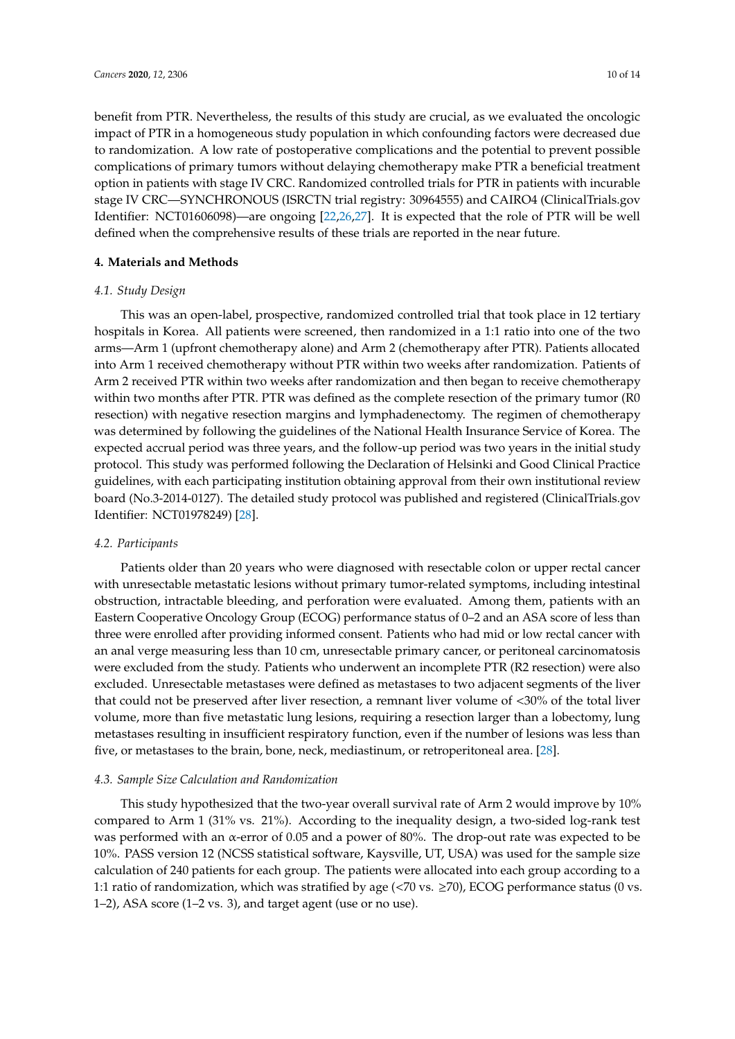benefit from PTR. Nevertheless, the results of this study are crucial, as we evaluated the oncologic impact of PTR in a homogeneous study population in which confounding factors were decreased due to randomization. A low rate of postoperative complications and the potential to prevent possible complications of primary tumors without delaying chemotherapy make PTR a beneficial treatment option in patients with stage IV CRC. Randomized controlled trials for PTR in patients with incurable stage IV CRC—SYNCHRONOUS (ISRCTN trial registry: 30964555) and CAIRO4 (ClinicalTrials.gov Identifier: NCT01606098)—are ongoing [22,26,27]. It is expected that the role of PTR will be well defined when the comprehensive results of these trials are reported in the near future.

## 4. Materials and Methods

### *4.1. Study Design*

This was an open-label, prospective, randomized controlled trial that took place in 12 tertiary hospitals in Korea. All patients were screened, then randomized in a 1:1 ratio into one of the two arms—Arm 1 (upfront chemotherapy alone) and Arm 2 (chemotherapy after PTR). Patients allocated into Arm 1 received chemotherapy without PTR within two weeks after randomization. Patients of Arm 2 received PTR within two weeks after randomization and then began to receive chemotherapy within two months after PTR. PTR was defined as the complete resection of the primary tumor (R0 resection) with negative resection margins and lymphadenectomy. The regimen of chemotherapy was determined by following the guidelines of the National Health Insurance Service of Korea. The expected accrual period was three years, and the follow-up period was two years in the initial study protocol. This study was performed following the Declaration of Helsinki and Good Clinical Practice guidelines, with each participating institution obtaining approval from their own institutional review board (No.3-2014-0127). The detailed study protocol was published and registered (ClinicalTrials.gov Identifier: NCT01978249) [28].

### *4.2. Participants*

Patients older than 20 years who were diagnosed with resectable colon or upper rectal cancer with unresectable metastatic lesions without primary tumor-related symptoms, including intestinal obstruction, intractable bleeding, and perforation were evaluated. Among them, patients with an Eastern Cooperative Oncology Group (ECOG) performance status of 0–2 and an ASA score of less than three were enrolled after providing informed consent. Patients who had mid or low rectal cancer with an anal verge measuring less than 10 cm, unresectable primary cancer, or peritoneal carcinomatosis were excluded from the study. Patients who underwent an incomplete PTR (R2 resection) were also excluded. Unresectable metastases were defined as metastases to two adjacent segments of the liver that could not be preserved after liver resection, a remnant liver volume of <30% of the total liver volume, more than five metastatic lung lesions, requiring a resection larger than a lobectomy, lung metastases resulting in insufficient respiratory function, even if the number of lesions was less than five, or metastases to the brain, bone, neck, mediastinum, or retroperitoneal area. [28].

### *4.3. Sample Size Calculation and Randomization*

This study hypothesized that the two-year overall survival rate of Arm 2 would improve by 10% compared to Arm 1 (31% vs. 21%). According to the inequality design, a two-sided log-rank test was performed with an $\alpha$-error of 0.05 and a power of 80%. The drop-out rate was expected to be 10%. PASS version 12 (NCSS statistical software, Kaysville, UT, USA) was used for the sample size calculation of 240 patients for each group. The patients were allocated into each group according to a 1:1 ratio of randomization, which was stratified by age (<70 vs. ≥70), ECOG performance status (0 vs. 1–2), ASA score (1–2 vs. 3), and target agent (use or no use).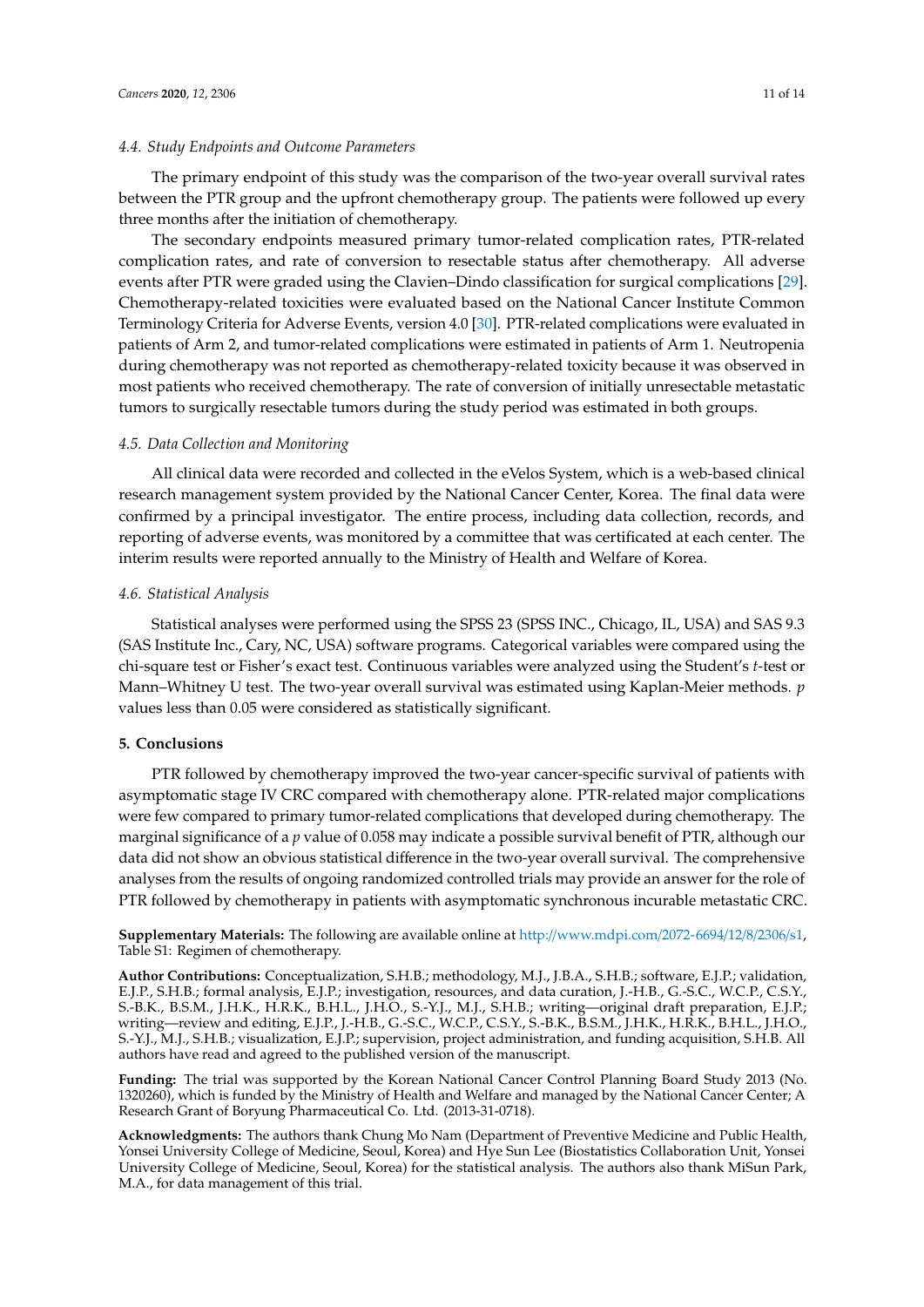### 4.4. Study Endpoints and Outcome Parameters

The primary endpoint of this study was the comparison of the two-year overall survival rates between the PTR group and the upfront chemotherapy group. The patients were followed up every three months after the initiation of chemotherapy.

The secondary endpoints measured primary tumor-related complication rates, PTR-related complication rates, and rate of conversion to resectable status after chemotherapy. All adverse events after PTR were graded using the Clavien–Dindo classification for surgical complications [29]. Chemotherapy-related toxicities were evaluated based on the National Cancer Institute Common Terminology Criteria for Adverse Events, version 4.0 [30]. PTR-related complications were evaluated in patients of Arm 2, and tumor-related complications were estimated in patients of Arm 1. Neutropenia during chemotherapy was not reported as chemotherapy-related toxicity because it was observed in most patients who received chemotherapy. The rate of conversion of initially unresectable metastatic tumors to surgically resectable tumors during the study period was estimated in both groups.

### 4.5. Data Collection and Monitoring

All clinical data were recorded and collected in the eVelos System, which is a web-based clinical research management system provided by the National Cancer Center, Korea. The final data were confirmed by a principal investigator. The entire process, including data collection, records, and reporting of adverse events, was monitored by a committee that was certificated at each center. The interim results were reported annually to the Ministry of Health and Welfare of Korea.

### 4.6. Statistical Analysis

Statistical analyses were performed using the SPSS 23 (SPSS INC., Chicago, IL, USA) and SAS 9.3 (SAS Institute Inc., Cary, NC, USA) software programs. Categorical variables were compared using the chi-square test or Fisher's exact test. Continuous variables were analyzed using the Student's $t$-test or Mann–Whitney U test. The two-year overall survival was estimated using Kaplan-Meier methods. $p$ values less than 0.05 were considered as statistically significant.

## 5. Conclusions

PTR followed by chemotherapy improved the two-year cancer-specific survival of patients with asymptomatic stage IV CRC compared with chemotherapy alone. PTR-related major complications were few compared to primary tumor-related complications that developed during chemotherapy. The marginal significance of a $p$ value of 0.058 may indicate a possible survival benefit of PTR, although our data did not show an obvious statistical difference in the two-year overall survival. The comprehensive analyses from the results of ongoing randomized controlled trials may provide an answer for the role of PTR followed by chemotherapy in patients with asymptomatic synchronous incurable metastatic CRC.

**Supplementary Materials:** The following are available online at http://www.mdpi.com/2072-6694/12/8/2306/s1, Table S1: Regimen of chemotherapy.

**Author Contributions:** Conceptualization, S.H.B.; methodology, M.J., J.B.A., S.H.B.; software, E.J.P.; validation, E.J.P., S.H.B.; formal analysis, E.J.P.; investigation, resources, and data curation, J.-H.B., G.-S.C., W.C.P., C.S.Y., S.-B.K., B.S.M., J.H.K., H.R.K., B.H.L., J.H.O., S.-Y.J., M.J., S.H.B.; writing—original draft preparation, E.J.P.; writing—review and editing, E.J.P., J.-H.B., G.-S.C., W.C.P., C.S.Y., S.-B.K., B.S.M., J.H.K., H.R.K., B.H.L., J.H.O., S.-Y.J., M.J., S.H.B.; visualization, E.J.P.; supervision, project administration, and funding acquisition, S.H.B. All authors have read and agreed to the published version of the manuscript.

**Funding:** The trial was supported by the Korean National Cancer Control Planning Board Study 2013 (No. 1320260), which is funded by the Ministry of Health and Welfare and managed by the National Cancer Center; A Research Grant of Boryung Pharmaceutical Co. Ltd. (2013-31-0718).

**Acknowledgments:** The authors thank Chung Mo Nam (Department of Preventive Medicine and Public Health, Yonsei University College of Medicine, Seoul, Korea) and Hye Sun Lee (Biostatistics Collaboration Unit, Yonsei University College of Medicine, Seoul, Korea) for the statistical analysis. The authors also thank MiSun Park, M.A., for data management of this trial.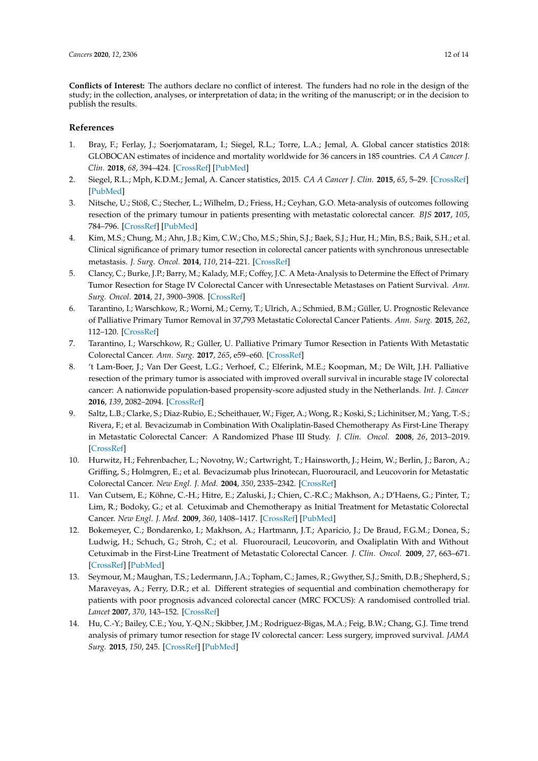**Conflicts of Interest:** The authors declare no conflict of interest. The funders had no role in the design of the study; in the collection, analyses, or interpretation of data; in the writing of the manuscript; or in the decision to publish the results.

## References

1. Bray, F.; Ferlay, J.; Soerjomataram, I.; Siegel, R.L.; Torre, L.A.; Jemal, A. Global cancer statistics 2018: GLOBOCAN estimates of incidence and mortality worldwide for 36 cancers in 185 countries. *CA A Cancer J. Clin.* **2018**, *68*, 394–424. [CrossRef] [PubMed]
2. Siegel, R.L.; Mph, K.D.M.; Jemal, A. Cancer statistics, 2015. *CA A Cancer J. Clin.* **2015**, *65*, 5–29. [CrossRef] [PubMed]
3. Nitsche, U.; Stöß, C.; Stecher, L.; Wilhelm, D.; Friess, H.; Ceyhan, G.O. Meta-analysis of outcomes following resection of the primary tumour in patients presenting with metastatic colorectal cancer. *BJS* **2017**, *105*, 784–796. [CrossRef] [PubMed]
4. Kim, M.S.; Chung, M.; Ahn, J.B.; Kim, C.W.; Cho, M.S.; Shin, S.J.; Baek, S.J.; Hur, H.; Min, B.S.; Baik, S.H.; et al. Clinical significance of primary tumor resection in colorectal cancer patients with synchronous unresectable metastasis. *J. Surg. Oncol.* **2014**, *110*, 214–221. [CrossRef]
5. Clancy, C.; Burke, J.P.; Barry, M.; Kalady, M.F.; Coffey, J.C. A Meta-Analysis to Determine the Effect of Primary Tumor Resection for Stage IV Colorectal Cancer with Unresectable Metastases on Patient Survival. *Ann. Surg. Oncol.* **2014**, *21*, 3900–3908. [CrossRef]
6. Tarantino, I.; Warschkow, R.; Worni, M.; Cerny, T.; Ulrich, A.; Schmied, B.M.; Güller, U. Prognostic Relevance of Palliative Primary Tumor Removal in 37,793 Metastatic Colorectal Cancer Patients. *Ann. Surg.* **2015**, *262*, 112–120. [CrossRef]
7. Tarantino, I.; Warschkow, R.; Güller, U. Palliative Primary Tumor Resection in Patients With Metastatic Colorectal Cancer. *Ann. Surg.* **2017**, *265*, e59–e60. [CrossRef]
8. 't Lam-Boer, J.; Van Der Geest, L.G.; Verhoef, C.; Elferink, M.E.; Koopman, M.; De Wilt, J.H. Palliative resection of the primary tumor is associated with improved overall survival in incurable stage IV colorectal cancer: A nationwide population-based propensity-score adjusted study in the Netherlands. *Int. J. Cancer* **2016**, *139*, 2082–2094. [CrossRef]
9. Saltz, L.B.; Clarke, S.; Diaz-Rubio, E.; Scheithauer, W.; Figer, A.; Wong, R.; Koski, S.; Lichinitser, M.; Yang, T.-S.; Rivera, F.; et al. Bevacizumab in Combination With Oxaliplatin-Based Chemotherapy As First-Line Therapy in Metastatic Colorectal Cancer: A Randomized Phase III Study. *J. Clin. Oncol.* **2008**, *26*, 2013–2019. [CrossRef]
10. Hurwitz, H.; Fehrenbacher, L.; Novotny, W.; Cartwright, T.; Hainsworth, J.; Heim, W.; Berlin, J.; Baron, A.; Griffing, S.; Holmgren, E.; et al. Bevacizumab plus Irinotecan, Fluorouracil, and Leucovorin for Metastatic Colorectal Cancer. *New Engl. J. Med.* **2004**, *350*, 2335–2342. [CrossRef]
11. Van Cutsem, E.; Köhne, C.-H.; Hitre, E.; Zaluski, J.; Chien, C.-R.C.; Makhson, A.; D'Haens, G.; Pinter, T.; Lim, R.; Bodoky, G.; et al. Cetuximab and Chemotherapy as Initial Treatment for Metastatic Colorectal Cancer. *New Engl. J. Med.* **2009**, *360*, 1408–1417. [CrossRef] [PubMed]
12. Bokemeyer, C.; Bondarenko, I.; Makhson, A.; Hartmann, J.T.; Aparicio, J.; De Braud, F.G.M.; Donea, S.; Ludwig, H.; Schuch, G.; Stroh, C.; et al. Fluorouracil, Leucovorin, and Oxaliplatin With and Without Cetuximab in the First-Line Treatment of Metastatic Colorectal Cancer. *J. Clin. Oncol.* **2009**, *27*, 663–671. [CrossRef] [PubMed]
13. Seymour, M.; Maughan, T.S.; Ledermann, J.A.; Topham, C.; James, R.; Gwyther, S.J.; Smith, D.B.; Shepherd, S.; Maraveyas, A.; Ferry, D.R.; et al. Different strategies of sequential and combination chemotherapy for patients with poor prognosis advanced colorectal cancer (MRC FOCUS): A randomised controlled trial. *Lancet* **2007**, *370*, 143–152. [CrossRef]
14. Hu, C.-Y.; Bailey, C.E.; You, Y.-Q.N.; Skibber, J.M.; Rodriguez-Bigas, M.A.; Feig, B.W.; Chang, G.J. Time trend analysis of primary tumor resection for stage IV colorectal cancer: Less surgery, improved survival. *JAMA Surg.* **2015**, *150*, 245. [CrossRef] [PubMed]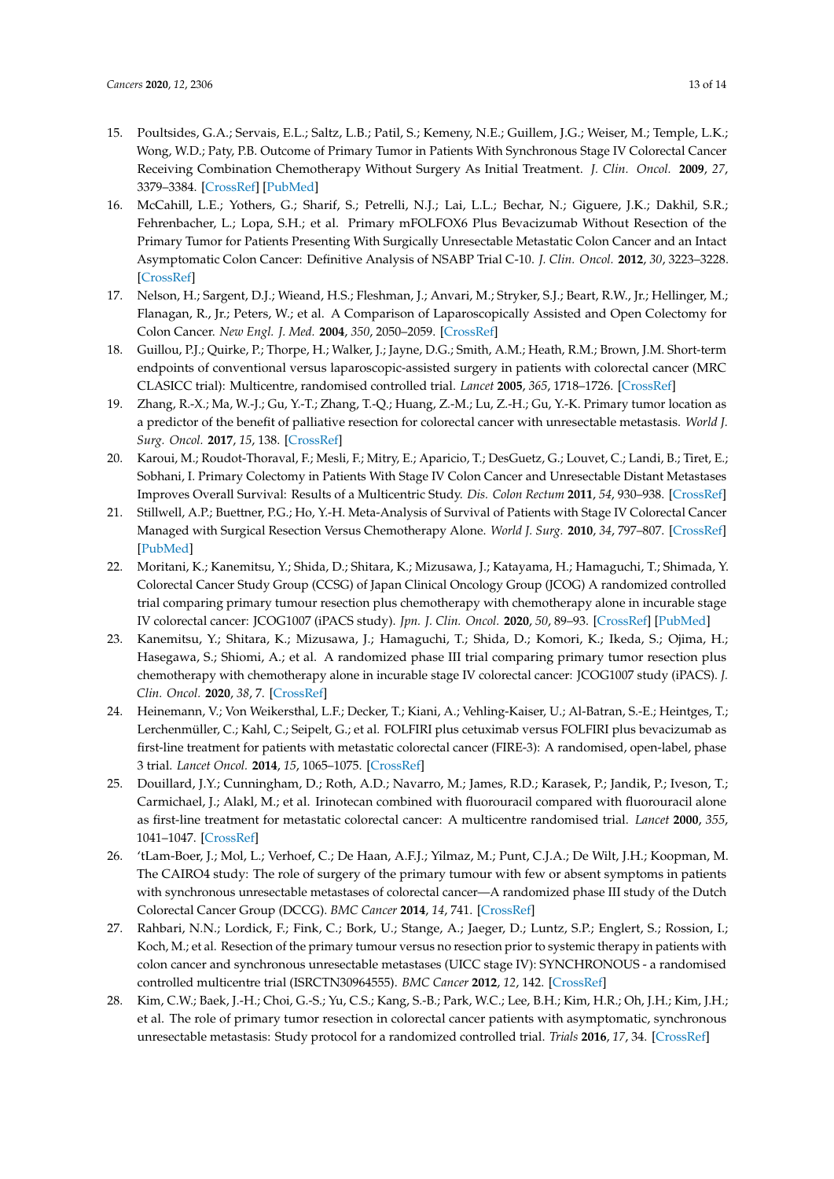15. Poultsides, G.A.; Servais, E.L.; Saltz, L.B.; Patil, S.; Kemeny, N.E.; Guillem, J.G.; Weiser, M.; Temple, L.K.; Wong, W.D.; Paty, P.B. Outcome of Primary Tumor in Patients With Synchronous Stage IV Colorectal Cancer Receiving Combination Chemotherapy Without Surgery As Initial Treatment. *J. Clin. Oncol.* **2009**, *27*, 3379–3384. [CrossRef] [PubMed]
16. McCahill, L.E.; Yothers, G.; Sharif, S.; Petrelli, N.J.; Lai, L.L.; Bechar, N.; Giguere, J.K.; Dakhil, S.R.; Fehrenbacher, L.; Lopa, S.H.; et al. Primary mFOLFOX6 Plus Bevacizumab Without Resection of the Primary Tumor for Patients Presenting With Surgically Unresectable Metastatic Colon Cancer and an Intact Asymptomatic Colon Cancer: Definitive Analysis of NSABP Trial C-10. *J. Clin. Oncol.* **2012**, *30*, 3223–3228. [CrossRef]
17. Nelson, H.; Sargent, D.J.; Wieand, H.S.; Fleshman, J.; Anvari, M.; Stryker, S.J.; Beart, R.W., Jr.; Hellinger, M.; Flanagan, R., Jr.; Peters, W.; et al. A Comparison of Laparoscopically Assisted and Open Colectomy for Colon Cancer. *New Engl. J. Med.* **2004**, *350*, 2050–2059. [CrossRef]
18. Guillou, P.J.; Quirke, P.; Thorpe, H.; Walker, J.; Jayne, D.G.; Smith, A.M.; Heath, R.M.; Brown, J.M. Short-term endpoints of conventional versus laparoscopic-assisted surgery in patients with colorectal cancer (MRC CLASICC trial): Multicentre, randomised controlled trial. *Lancet* **2005**, *365*, 1718–1726. [CrossRef]
19. Zhang, R.-X.; Ma, W.-J.; Gu, Y.-T.; Zhang, T.-Q.; Huang, Z.-M.; Lu, Z.-H.; Gu, Y.-K. Primary tumor location as a predictor of the benefit of palliative resection for colorectal cancer with unresectable metastasis. *World J. Surg. Oncol.* **2017**, *15*, 138. [CrossRef]
20. Karoui, M.; Roudot-Thoraval, F.; Mesli, F.; Mitry, E.; Aparicio, T.; DesGuetz, G.; Louvet, C.; Landi, B.; Tiret, E.; Sobhani, I. Primary Colectomy in Patients With Stage IV Colon Cancer and Unresectable Distant Metastases Improves Overall Survival: Results of a Multicentric Study. *Dis. Colon Rectum* **2011**, *54*, 930–938. [CrossRef]
21. Stillwell, A.P.; Buettner, P.G.; Ho, Y.-H. Meta-Analysis of Survival of Patients with Stage IV Colorectal Cancer Managed with Surgical Resection Versus Chemotherapy Alone. *World J. Surg.* **2010**, *34*, 797–807. [CrossRef] [PubMed]
22. Moritani, K.; Kanemitsu, Y.; Shida, D.; Shitara, K.; Mizusawa, J.; Katayama, H.; Hamaguchi, T.; Shimada, Y. Colorectal Cancer Study Group (CCSG) of Japan Clinical Oncology Group (JCOG) A randomized controlled trial comparing primary tumour resection plus chemotherapy with chemotherapy alone in incurable stage IV colorectal cancer: JCOG1007 (iPACS study). *Jpn. J. Clin. Oncol.* **2020**, *50*, 89–93. [CrossRef] [PubMed]
23. Kanemitsu, Y.; Shitara, K.; Mizusawa, J.; Hamaguchi, T.; Shida, D.; Komori, K.; Ikeda, S.; Ojima, H.; Hasegawa, S.; Shiomi, A.; et al. A randomized phase III trial comparing primary tumor resection plus chemotherapy with chemotherapy alone in incurable stage IV colorectal cancer: JCOG1007 study (iPACS). *J. Clin. Oncol.* **2020**, *38*, 7. [CrossRef]
24. Heinemann, V.; Von Weikersthal, L.F.; Decker, T.; Kiani, A.; Vehling-Kaiser, U.; Al-Batran, S.-E.; Heintges, T.; Lerchenmüller, C.; Kahl, C.; Seipelt, G.; et al. FOLFIRI plus cetuximab versus FOLFIRI plus bevacizumab as first-line treatment for patients with metastatic colorectal cancer (FIRE-3): A randomised, open-label, phase 3 trial. *Lancet Oncol.* **2014**, *15*, 1065–1075. [CrossRef]
25. Douillard, J.Y.; Cunningham, D.; Roth, A.D.; Navarro, M.; James, R.D.; Karasek, P.; Jandik, P.; Iveson, T.; Carmichael, J.; Alakl, M.; et al. Irinotecan combined with fluorouracil compared with fluorouracil alone as first-line treatment for metastatic colorectal cancer: A multicentre randomised trial. *Lancet* **2000**, *355*, 1041–1047. [CrossRef]
26. 'tLam-Boer, J.; Mol, L.; Verhoef, C.; De Haan, A.F.J.; Yilmaz, M.; Punt, C.J.A.; De Wilt, J.H.; Koopman, M. The CAIRO4 study: The role of surgery of the primary tumour with few or absent symptoms in patients with synchronous unresectable metastases of colorectal cancer—A randomized phase III study of the Dutch Colorectal Cancer Group (DCCG). *BMC Cancer* **2014**, *14*, 741. [CrossRef]
27. Rahbari, N.N.; Lordick, F.; Fink, C.; Bork, U.; Stange, A.; Jaeger, D.; Luntz, S.P.; Englert, S.; Rossion, I.; Koch, M.; et al. Resection of the primary tumour versus no resection prior to systemic therapy in patients with colon cancer and synchronous unresectable metastases (UICC stage IV): SYNCHRONOUS - a randomised controlled multicentre trial (ISRCTN30964555). *BMC Cancer* **2012**, *12*, 142. [CrossRef]
28. Kim, C.W.; Baek, J.-H.; Choi, G.-S.; Yu, C.S.; Kang, S.-B.; Park, W.C.; Lee, B.H.; Kim, H.R.; Oh, J.H.; Kim, J.H.; et al. The role of primary tumor resection in colorectal cancer patients with asymptomatic, synchronous unresectable metastasis: Study protocol for a randomized controlled trial. *Trials* **2016**, *17*, 34. [CrossRef]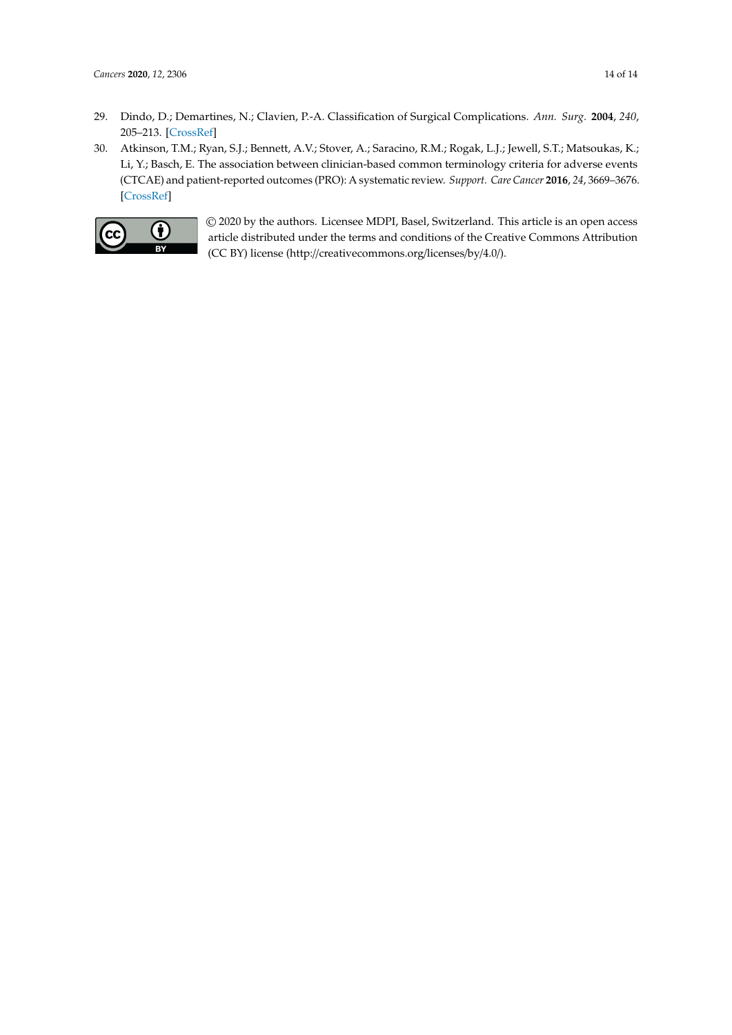29. Dindo, D.; Demartines, N.; Clavien, P.-A. Classification of Surgical Complications. *Ann. Surg.* **2004**, *240*, 205–213. [CrossRef]
30. Atkinson, T.M.; Ryan, S.J.; Bennett, A.V.; Stover, A.; Saracino, R.M.; Rogak, L.J.; Jewell, S.T.; Matsoukas, K.; Li, Y.; Basch, E. The association between clinician-based common terminology criteria for adverse events (CTCAE) and patient-reported outcomes (PRO): A systematic review. *Support. Care Cancer* **2016**, *24*, 3669–3676. [CrossRef]

© 2020 by the authors. Licensee MDPI, Basel, Switzerland. This article is an open access article distributed under the terms and conditions of the Creative Commons Attribution (CC BY) license (http://creativecommons.org/licenses/by/4.0/).